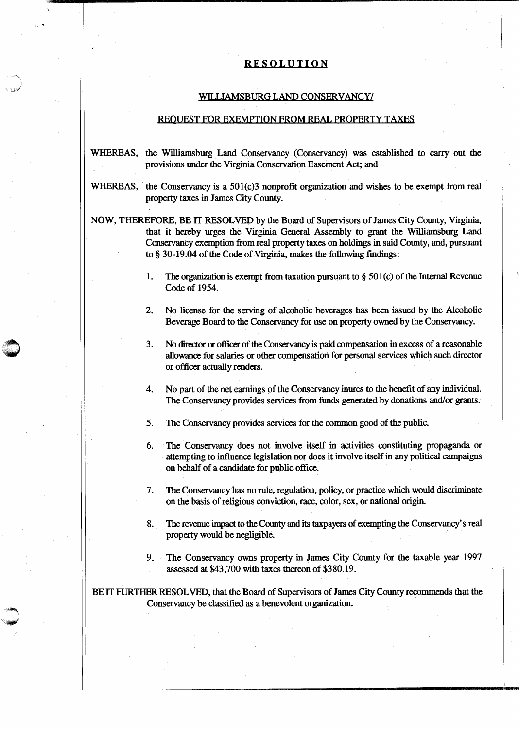# RESOLUTION

## WILLIAMSBURG LAND CONSERVANCY/

## REQUEST FOR EXEMPTION FROM REAL PROPERTY TAXES

WHEREAS, the Williamsburg Land Conservancy (Conservancy) was established to carry out the provisions under the Virginia Conservation Easement Act; and

WHEREAS, the Conservancy is a 501(c)3 nonprofit organization and wishes to be exempt from real property taxes in James City County.

NOW, THEREFORE, BE IT RESOLVED by the Board of Supervisors of James City County, Virginia, that it hereby urges the Virginia General Assembly to grant the Williamsburg Land Conservancy exemption from real property taxes on holdings in said County, and, pursuant to § 30-19.04 of the Code of Virginia, makes the following findings:

1. The organization is exempt from taxation pursuant to § 501(c) of the Internal Revenue Code of 1954.

2. No license for the serving of alcoholic beverages has been issued by the Alcoholic Beverage Board to the Conservancy for use on property owned by the Conservancy.

3. No director or officer of the Conservancy is paid compensation in excess of a reasonable allowance for salaries or other compensation for personal services which such director or officer actually renders.

4. No part of the net earnings of the Conservancy inures to the benefit of any individual. The Conservancy provides services from funds generated by donations and/or grants.

5. The Conservancy provides services for the common good of the public.

6. The Conservancy does not involve itself in activities constituting propaganda or attempting to influence legislation nor does it involve itself in any political campaigns on behalf of a candidate for public office.

7. The Conservancy has no rule, regulation, policy, or practice which would discriminate on the basis of religious conviction, race, color, sex, or national origin.

8. The revenue impact to the County and its taxpayers of exempting the Conservancy's real property would be negligible.

9. The Conservancy owns property in James City County for the taxable year 1997 assessed at $43,700 with taxes thereon of $380.19.

BE IT FURTHER RESOLVED, that the Board of Supervisors of James City County recommends that the Conservancy be classified as a benevolent organization.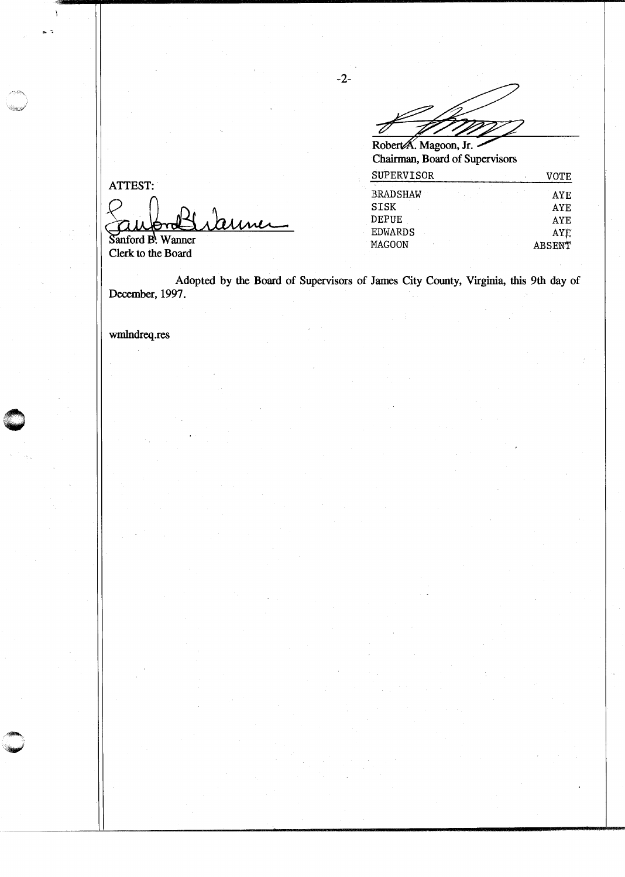Robert A. Magoon, Jr.
Chairman, Board of Supervisors

| SUPERVISOR | VOTE |
| --- | --- |
| BRADSHAW | AYE |
| SISK | AYE |
| DEPUE | AYE |
| EDWARDS | AYE |
| MAGOON | ABSENT |

ATTEST:

Sanford B. Wanner
Clerk to the Board

Adopted by the Board of Supervisors of James City County, Virginia, this 9th day of December, 1997.

wmlndreq.res